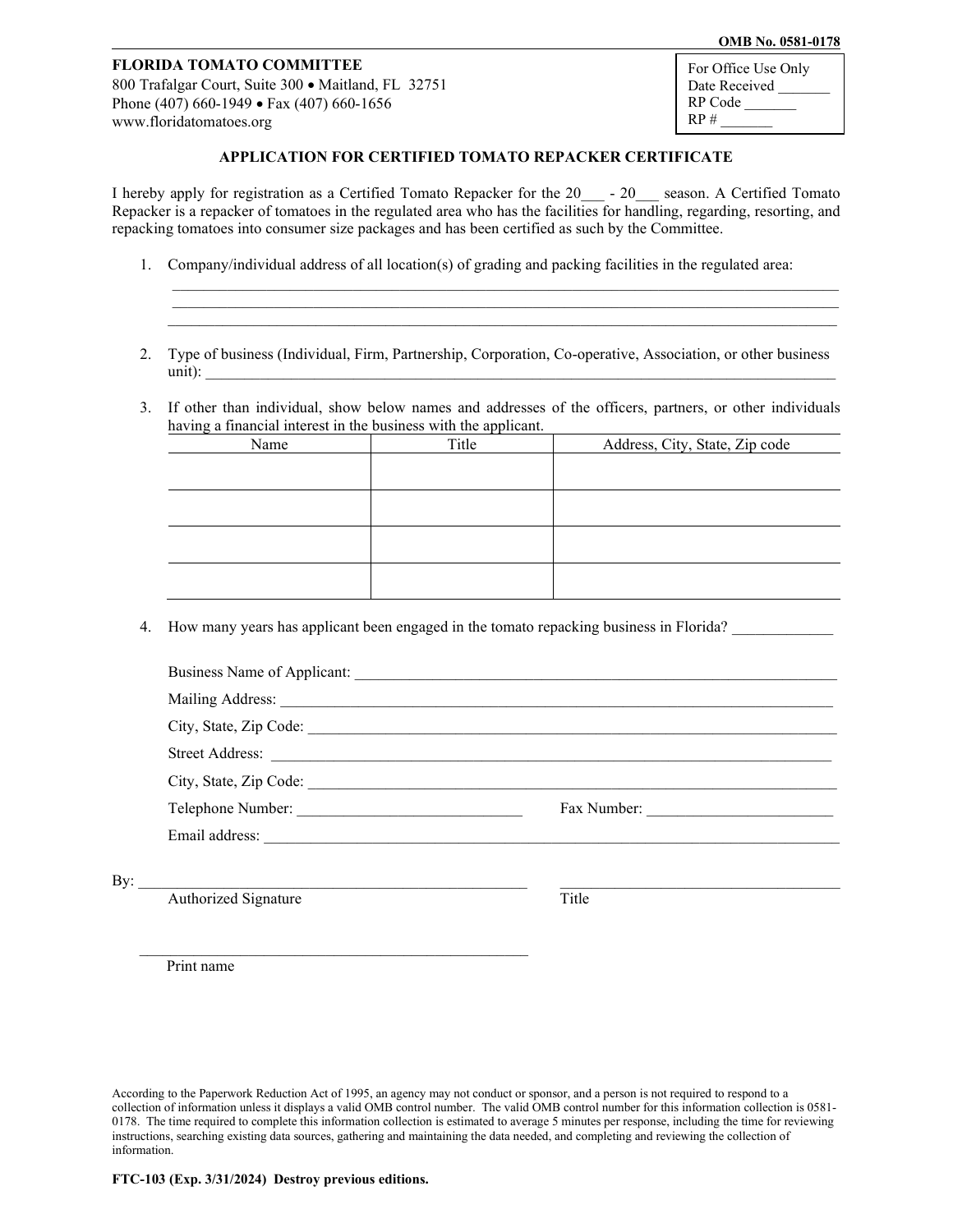OMB No. 0581-0178

**FLORIDA TOMATO COMMITTEE**
800 Trafalgar Court, Suite 300 • Maitland, FL 32751
Phone (407) 660-1949 • Fax (407) 660-1656
www.floridatomatoes.org

For Office Use Only
Date Received _______
RP Code _______
RP # _______

## APPLICATION FOR CERTIFIED TOMATO REPACKER CERTIFICATE

I hereby apply for registration as a Certified Tomato Repacker for the 20___ - 20___ season. A Certified Tomato Repacker is a repacker of tomatoes in the regulated area who has the facilities for handling, regarding, resorting, and repacking tomatoes into consumer size packages and has been certified as such by the Committee.

1. Company/individual address of all location(s) of grading and packing facilities in the regulated area:
   ______________________________________________________________________________
   ______________________________________________________________________________
   ______________________________________________________________________________

2. Type of business (Individual, Firm, Partnership, Corporation, Co-operative, Association, or other business unit): ______________________________________________________________________________

3. If other than individual, show below names and addresses of the officers, partners, or other individuals having a financial interest in the business with the applicant.

| Name | Title | Address, City, State, Zip code |
|---|---|---|
| | | |
| | | |
| | | |
| | | |

4. How many years has applicant been engaged in the tomato repacking business in Florida? _____________

   Business Name of Applicant: ______________________________________________________________

   Mailing Address: ______________________________________________________________

   City, State, Zip Code: ______________________________________________________________

   Street Address: ______________________________________________________________

   City, State, Zip Code: ______________________________________________________________

   Telephone Number: _____________________________ Fax Number: ________________________

   Email address: ______________________________________________________________

By: __________________________________________________ ____________________________________
Authorized Signature Title

__________________________________________________
Print name

According to the Paperwork Reduction Act of 1995, an agency may not conduct or sponsor, and a person is not required to respond to a collection of information unless it displays a valid OMB control number. The valid OMB control number for this information collection is 0581-0178. The time required to complete this information collection is estimated to average 5 minutes per response, including the time for reviewing instructions, searching existing data sources, gathering and maintaining the data needed, and completing and reviewing the collection of information.

**FTC-103 (Exp. 3/31/2024) Destroy previous editions.**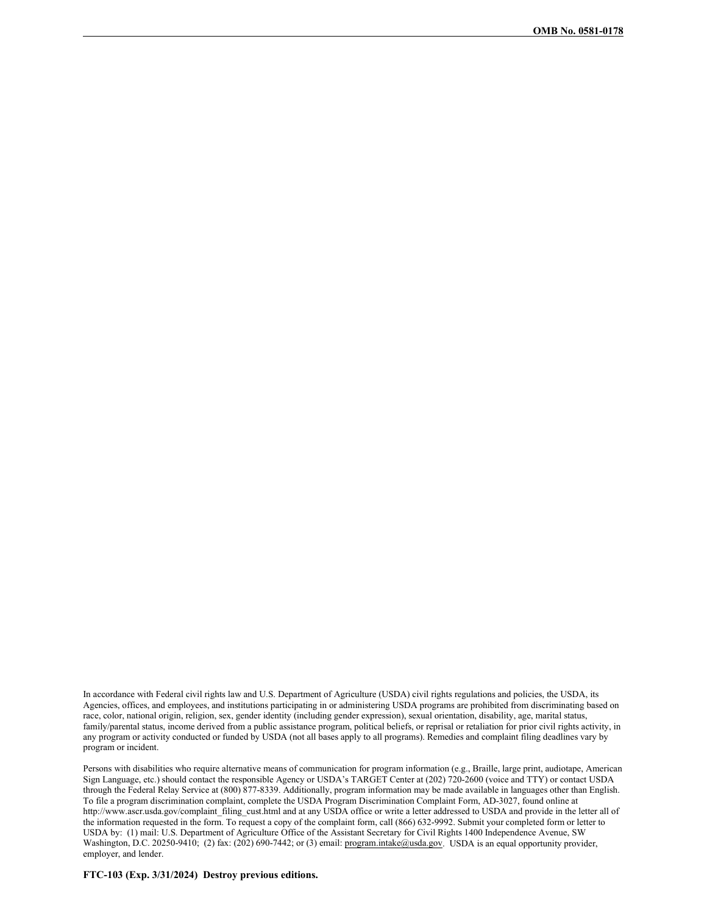OMB No. 0581-0178

In accordance with Federal civil rights law and U.S. Department of Agriculture (USDA) civil rights regulations and policies, the USDA, its Agencies, offices, and employees, and institutions participating in or administering USDA programs are prohibited from discriminating based on race, color, national origin, religion, sex, gender identity (including gender expression), sexual orientation, disability, age, marital status, family/parental status, income derived from a public assistance program, political beliefs, or reprisal or retaliation for prior civil rights activity, in any program or activity conducted or funded by USDA (not all bases apply to all programs). Remedies and complaint filing deadlines vary by program or incident.

Persons with disabilities who require alternative means of communication for program information (e.g., Braille, large print, audiotape, American Sign Language, etc.) should contact the responsible Agency or USDA's TARGET Center at (202) 720-2600 (voice and TTY) or contact USDA through the Federal Relay Service at (800) 877-8339. Additionally, program information may be made available in languages other than English. To file a program discrimination complaint, complete the USDA Program Discrimination Complaint Form, AD-3027, found online at http://www.ascr.usda.gov/complaint_filing_cust.html and at any USDA office or write a letter addressed to USDA and provide in the letter all of the information requested in the form. To request a copy of the complaint form, call (866) 632-9992. Submit your completed form or letter to USDA by: (1) mail: U.S. Department of Agriculture Office of the Assistant Secretary for Civil Rights 1400 Independence Avenue, SW Washington, D.C. 20250-9410; (2) fax: (202) 690-7442; or (3) email: program.intake@usda.gov. USDA is an equal opportunity provider, employer, and lender.

**FTC-103 (Exp. 3/31/2024) Destroy previous editions.**